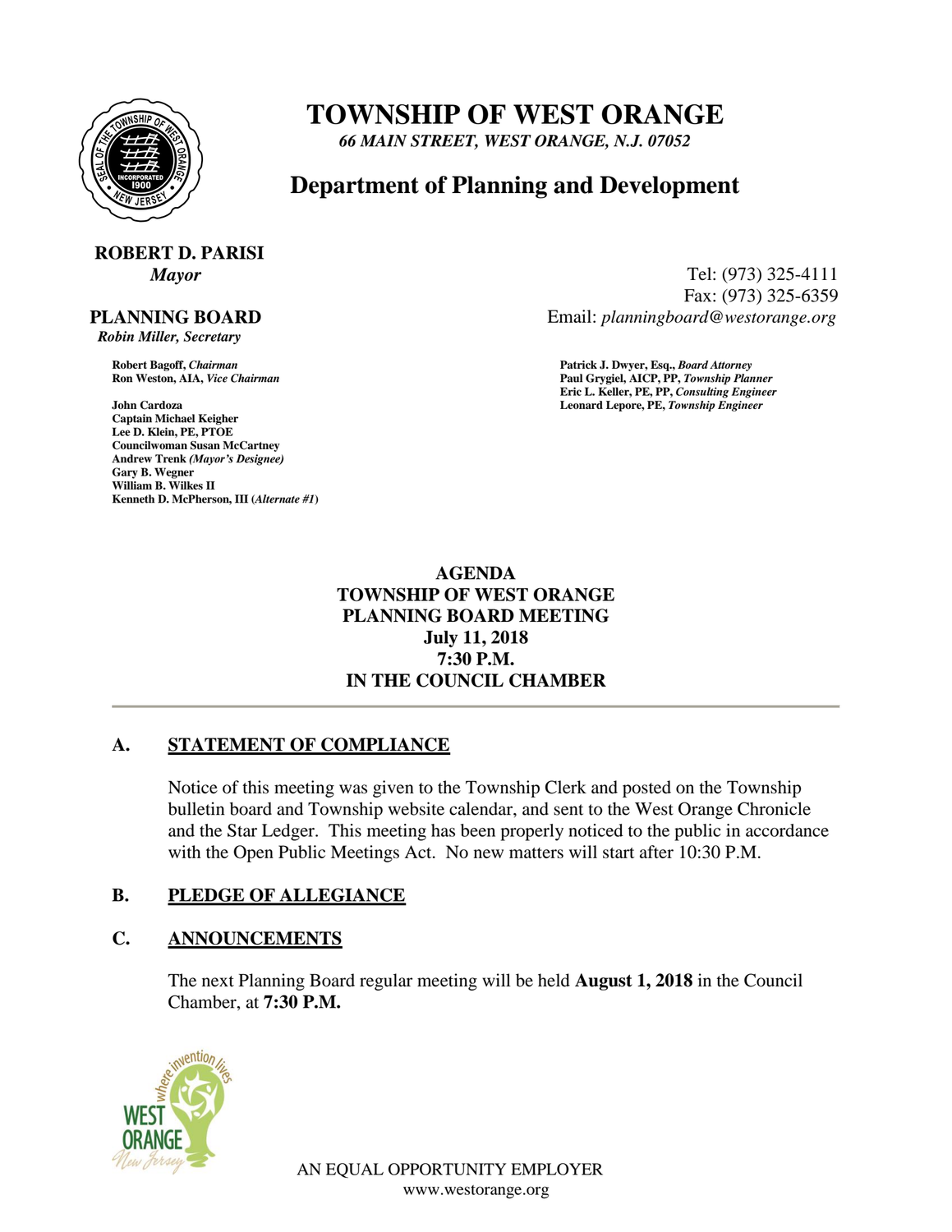# TOWNSHIP OF WEST ORANGE

*66 MAIN STREET, WEST ORANGE, N.J. 07052*

## Department of Planning and Development

**ROBERT D. PARISI**
*Mayor*

**PLANNING BOARD**
*Robin Miller, Secretary*

Tel: (973) 325-4111
Fax: (973) 325-6359
Email: *planningboard@westorange.org*

**Robert Bagoff,** *Chairman*
**Ron Weston, AIA,** *Vice Chairman*

**John Cardoza**
**Captain Michael Keigher**
**Lee D. Klein, PE, PTOE**
**Councilwoman Susan McCartney**
**Andrew Trenk** *(Mayor's Designee)*
**Gary B. Wegner**
**William B. Wilkes II**
**Kenneth D. McPherson, III** (*Alternate #1*)

**Patrick J. Dwyer, Esq.,** *Board Attorney*
**Paul Grygiel, AICP, PP,** *Township Planner*
**Eric L. Keller, PE, PP,** *Consulting Engineer*
**Leonard Lepore, PE,** *Township Engineer*

**AGENDA**
**TOWNSHIP OF WEST ORANGE**
**PLANNING BOARD MEETING**
**July 11, 2018**
**7:30 P.M.**
**IN THE COUNCIL CHAMBER**

---

**A. STATEMENT OF COMPLIANCE**

Notice of this meeting was given to the Township Clerk and posted on the Township bulletin board and Township website calendar, and sent to the West Orange Chronicle and the Star Ledger. This meeting has been properly noticed to the public in accordance with the Open Public Meetings Act. No new matters will start after 10:30 P.M.

**B. PLEDGE OF ALLEGIANCE**

**C. ANNOUNCEMENTS**

The next Planning Board regular meeting will be held **August 1, 2018** in the Council Chamber, at **7:30 P.M.**

AN EQUAL OPPORTUNITY EMPLOYER
www.westorange.org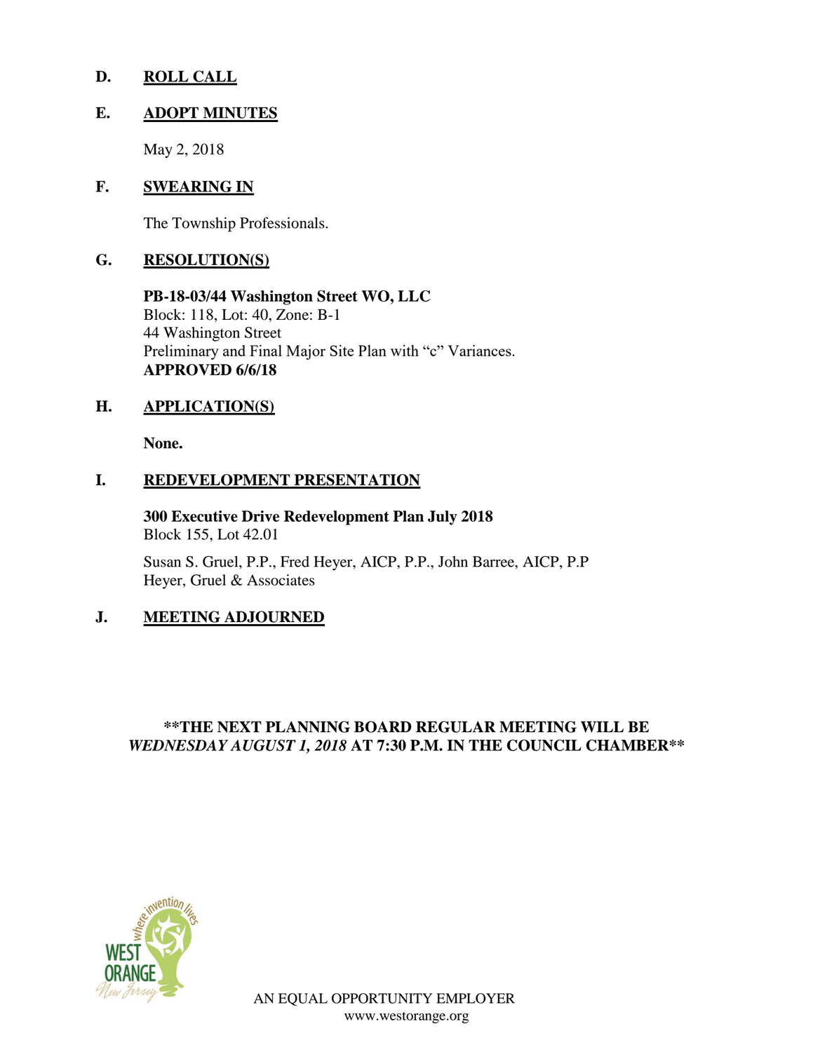**D.** **ROLL CALL**

**E.** **ADOPT MINUTES**

May 2, 2018

**F.** **SWEARING IN**

The Township Professionals.

**G.** **RESOLUTION(S)**

**PB-18-03/44 Washington Street WO, LLC**
Block: 118, Lot: 40, Zone: B-1
44 Washington Street
Preliminary and Final Major Site Plan with "c" Variances.
**APPROVED 6/6/18**

**H.** **APPLICATION(S)**

**None.**

**I.** **REDEVELOPMENT PRESENTATION**

**300 Executive Drive Redevelopment Plan July 2018**
Block 155, Lot 42.01

Susan S. Gruel, P.P., Fred Heyer, AICP, P.P., John Barree, AICP, P.P
Heyer, Gruel & Associates

**J.** **MEETING ADJOURNED**

**\*\*THE NEXT PLANNING BOARD REGULAR MEETING WILL BE *WEDNESDAY AUGUST 1, 2018* AT 7:30 P.M. IN THE COUNCIL CHAMBER\*\***

AN EQUAL OPPORTUNITY EMPLOYER
www.westorange.org